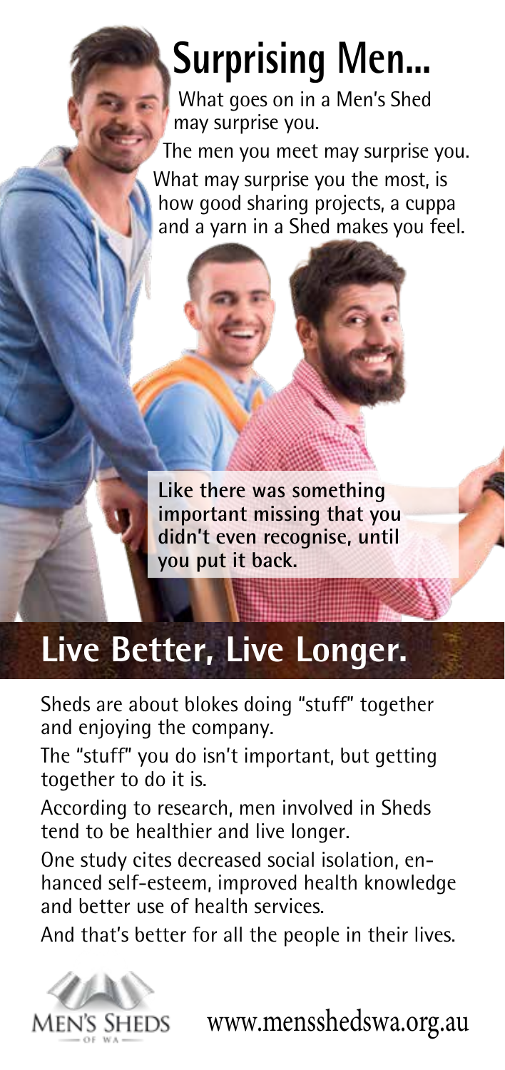# Surprising Men...

What goes on in a Men's Shed may surprise you.

The men you meet may surprise you.

What may surprise you the most, is how good sharing projects, a cuppa and a yarn in a Shed makes you feel.

**Like there was something important missing that you didn't even recognise, until you put it back.**

## Live Better, Live Longer.

Sheds are about blokes doing "stuff" together and enjoying the company.

The "stuff" you do isn't important, but getting together to do it is.

According to research, men involved in Sheds tend to be healthier and live longer.

One study cites decreased social isolation, enhanced self-esteem, improved health knowledge and better use of health services.

And that's better for all the people in their lives.

MEN'S SHEDS OF WA

www.mensshedswa.org.au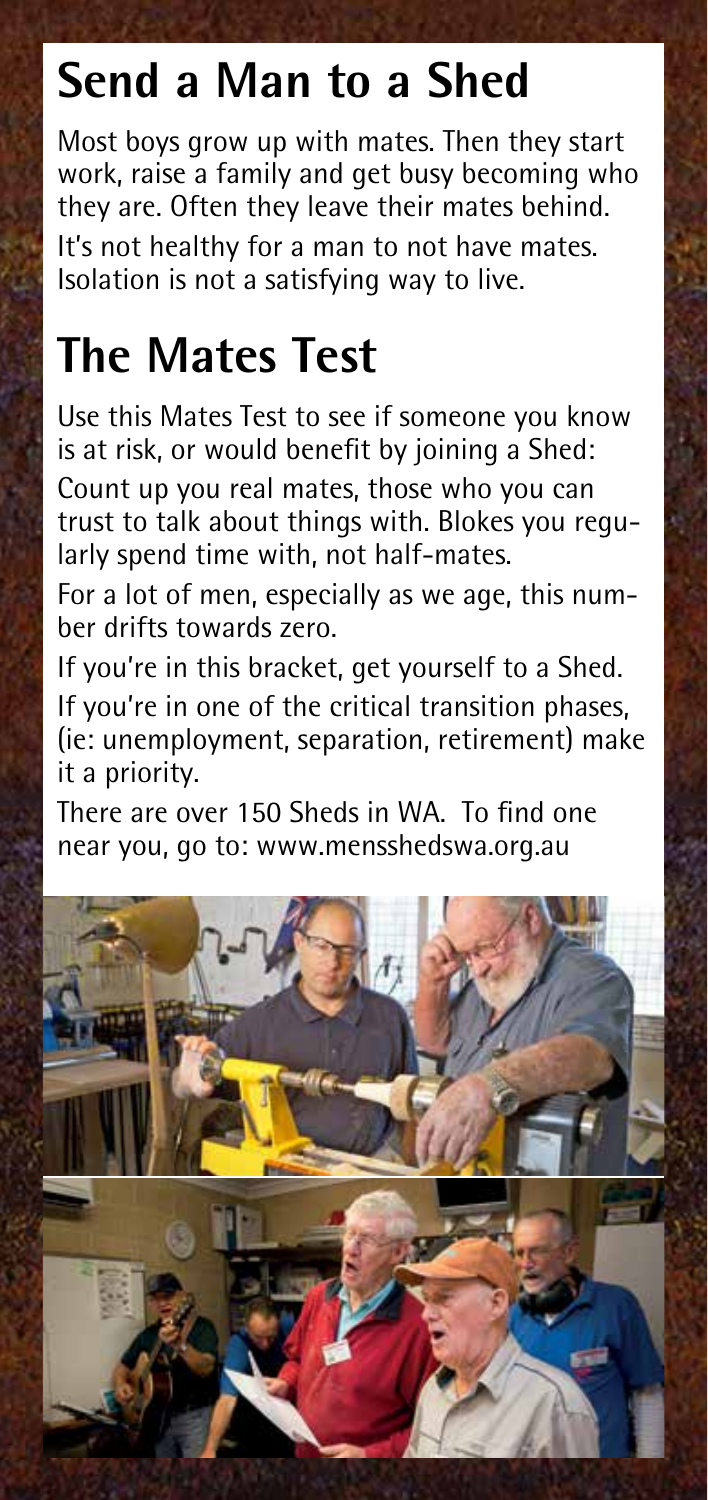# Send a Man to a Shed

Most boys grow up with mates. Then they start work, raise a family and get busy becoming who they are. Often they leave their mates behind.

It's not healthy for a man to not have mates. Isolation is not a satisfying way to live.

# The Mates Test

Use this Mates Test to see if someone you know is at risk, or would benefit by joining a Shed:

Count up you real mates, those who you can trust to talk about things with. Blokes you regularly spend time with, not half-mates.

For a lot of men, especially as we age, this number drifts towards zero.

If you're in this bracket, get yourself to a Shed.

If you're in one of the critical transition phases, (ie: unemployment, separation, retirement) make it a priority.

There are over 150 Sheds in WA. To find one near you, go to: www.mensshedswa.org.au